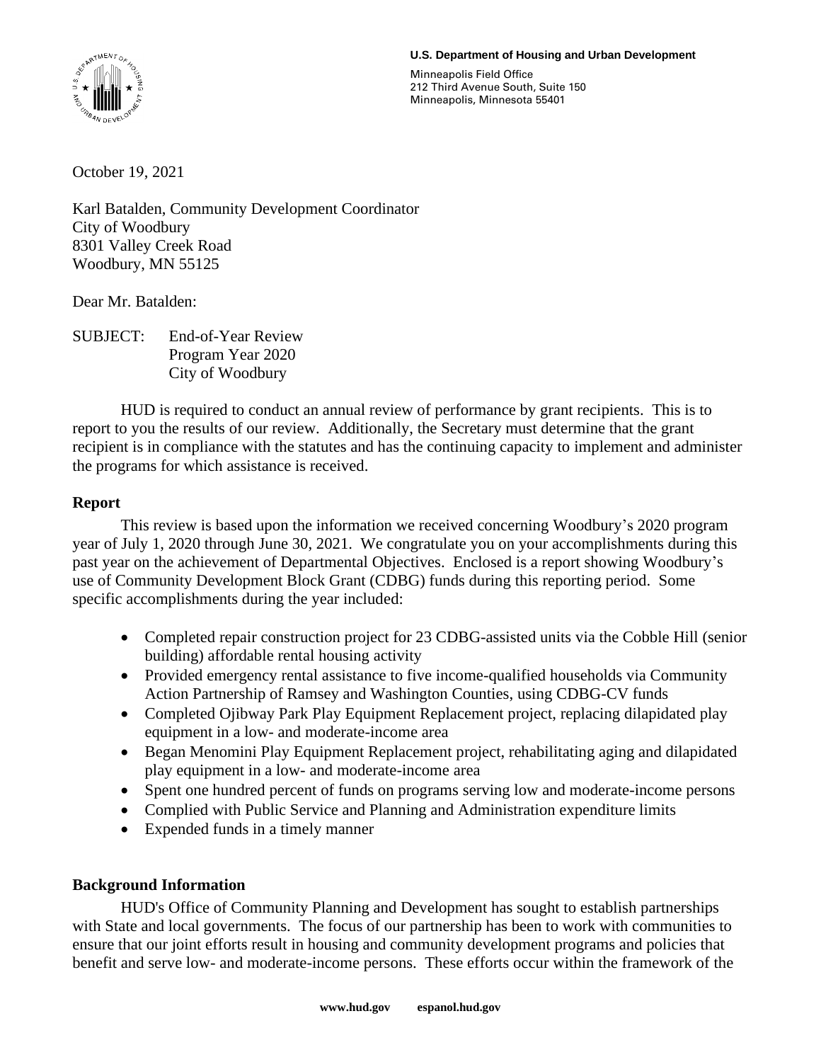**U.S. Department of Housing and Urban Development**

Minneapolis Field Office
212 Third Avenue South, Suite 150
Minneapolis, Minnesota 55401

October 19, 2021

Karl Batalden, Community Development Coordinator
City of Woodbury
8301 Valley Creek Road
Woodbury, MN 55125

Dear Mr. Batalden:

SUBJECT: End-of-Year Review
Program Year 2020
City of Woodbury

HUD is required to conduct an annual review of performance by grant recipients. This is to report to you the results of our review. Additionally, the Secretary must determine that the grant recipient is in compliance with the statutes and has the continuing capacity to implement and administer the programs for which assistance is received.

**Report**

This review is based upon the information we received concerning Woodbury's 2020 program year of July 1, 2020 through June 30, 2021. We congratulate you on your accomplishments during this past year on the achievement of Departmental Objectives. Enclosed is a report showing Woodbury's use of Community Development Block Grant (CDBG) funds during this reporting period. Some specific accomplishments during the year included:

- Completed repair construction project for 23 CDBG-assisted units via the Cobble Hill (senior building) affordable rental housing activity
- Provided emergency rental assistance to five income-qualified households via Community Action Partnership of Ramsey and Washington Counties, using CDBG-CV funds
- Completed Ojibway Park Play Equipment Replacement project, replacing dilapidated play equipment in a low- and moderate-income area
- Began Menomini Play Equipment Replacement project, rehabilitating aging and dilapidated play equipment in a low- and moderate-income area
- Spent one hundred percent of funds on programs serving low and moderate-income persons
- Complied with Public Service and Planning and Administration expenditure limits
- Expended funds in a timely manner

**Background Information**

HUD's Office of Community Planning and Development has sought to establish partnerships with State and local governments. The focus of our partnership has been to work with communities to ensure that our joint efforts result in housing and community development programs and policies that benefit and serve low- and moderate-income persons. These efforts occur within the framework of the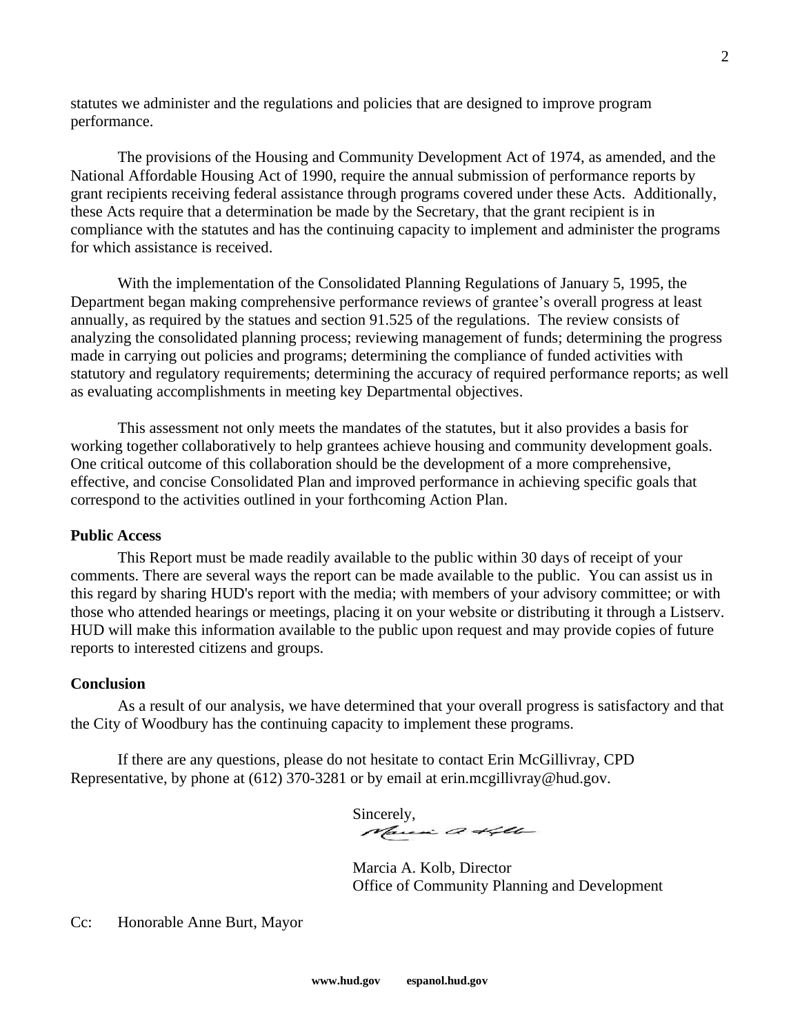statutes we administer and the regulations and policies that are designed to improve program performance.

The provisions of the Housing and Community Development Act of 1974, as amended, and the National Affordable Housing Act of 1990, require the annual submission of performance reports by grant recipients receiving federal assistance through programs covered under these Acts. Additionally, these Acts require that a determination be made by the Secretary, that the grant recipient is in compliance with the statutes and has the continuing capacity to implement and administer the programs for which assistance is received.

With the implementation of the Consolidated Planning Regulations of January 5, 1995, the Department began making comprehensive performance reviews of grantee's overall progress at least annually, as required by the statues and section 91.525 of the regulations. The review consists of analyzing the consolidated planning process; reviewing management of funds; determining the progress made in carrying out policies and programs; determining the compliance of funded activities with statutory and regulatory requirements; determining the accuracy of required performance reports; as well as evaluating accomplishments in meeting key Departmental objectives.

This assessment not only meets the mandates of the statutes, but it also provides a basis for working together collaboratively to help grantees achieve housing and community development goals. One critical outcome of this collaboration should be the development of a more comprehensive, effective, and concise Consolidated Plan and improved performance in achieving specific goals that correspond to the activities outlined in your forthcoming Action Plan.

**Public Access**

This Report must be made readily available to the public within 30 days of receipt of your comments. There are several ways the report can be made available to the public. You can assist us in this regard by sharing HUD's report with the media; with members of your advisory committee; or with those who attended hearings or meetings, placing it on your website or distributing it through a Listserv. HUD will make this information available to the public upon request and may provide copies of future reports to interested citizens and groups.

**Conclusion**

As a result of our analysis, we have determined that your overall progress is satisfactory and that the City of Woodbury has the continuing capacity to implement these programs.

If there are any questions, please do not hesitate to contact Erin McGillivray, CPD Representative, by phone at (612) 370-3281 or by email at erin.mcgillivray@hud.gov.

Sincerely,

Marcia A. Kolb, Director
Office of Community Planning and Development

Cc: Honorable Anne Burt, Mayor

www.hud.gov espanol.hud.gov